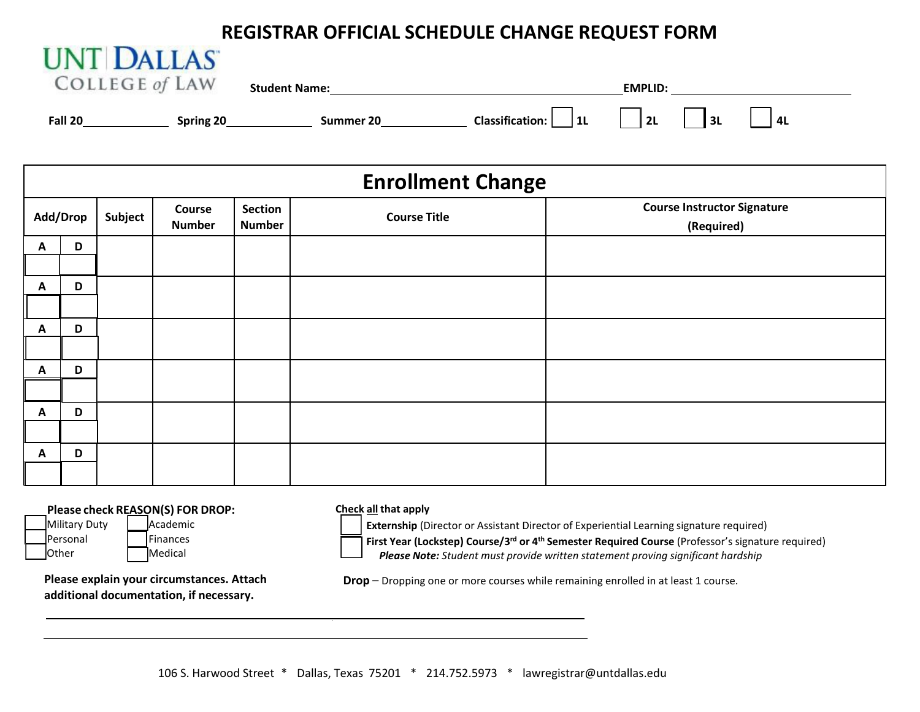# REGISTRAR OFFICIAL SCHEDULE CHANGE REQUEST FORM

UNT DALLAS COLLEGE of LAW

**Student Name:** ______________________________ **EMPLID:** ____________________

**Fall 20**__________ **Spring 20**__________ **Summer 20**__________ **Classification:** ☐ **1L** ☐ **2L** ☐ **3L** ☐ **4L**

## Enrollment Change

| Add/Drop | | Subject | Course Number | Section Number | Course Title | Course Instructor Signature (Required) |
|---|---|---|---|---|---|---|
| A ☐ | D ☐ | | | | | |
| A ☐ | D ☐ | | | | | |
| A ☐ | D ☐ | | | | | |
| A ☐ | D ☐ | | | | | |
| A ☐ | D ☐ | | | | | |
| A ☐ | D ☐ | | | | | |

**Please check REASON(S) FOR DROP:**

- ☐ Military Duty
- ☐ Academic
- ☐ Personal
- ☐ Finances
- ☐ Other
- ☐ Medical

**Check all that apply**

- ☐ **Externship** (Director or Assistant Director of Experiential Learning signature required)
- ☐ **First Year (Lockstep) Course/3rd or 4th Semester Required Course** (Professor's signature required)
  ***Please Note:*** *Student must provide written statement proving significant hardship*

**Please explain your circumstances. Attach additional documentation, if necessary.**

**Drop** – Dropping one or more courses while remaining enrolled in at least 1 course.

____________________________________________________________

____________________________________________________________

106 S. Harwood Street * Dallas, Texas 75201 * 214.752.5973 * lawregistrar@untdallas.edu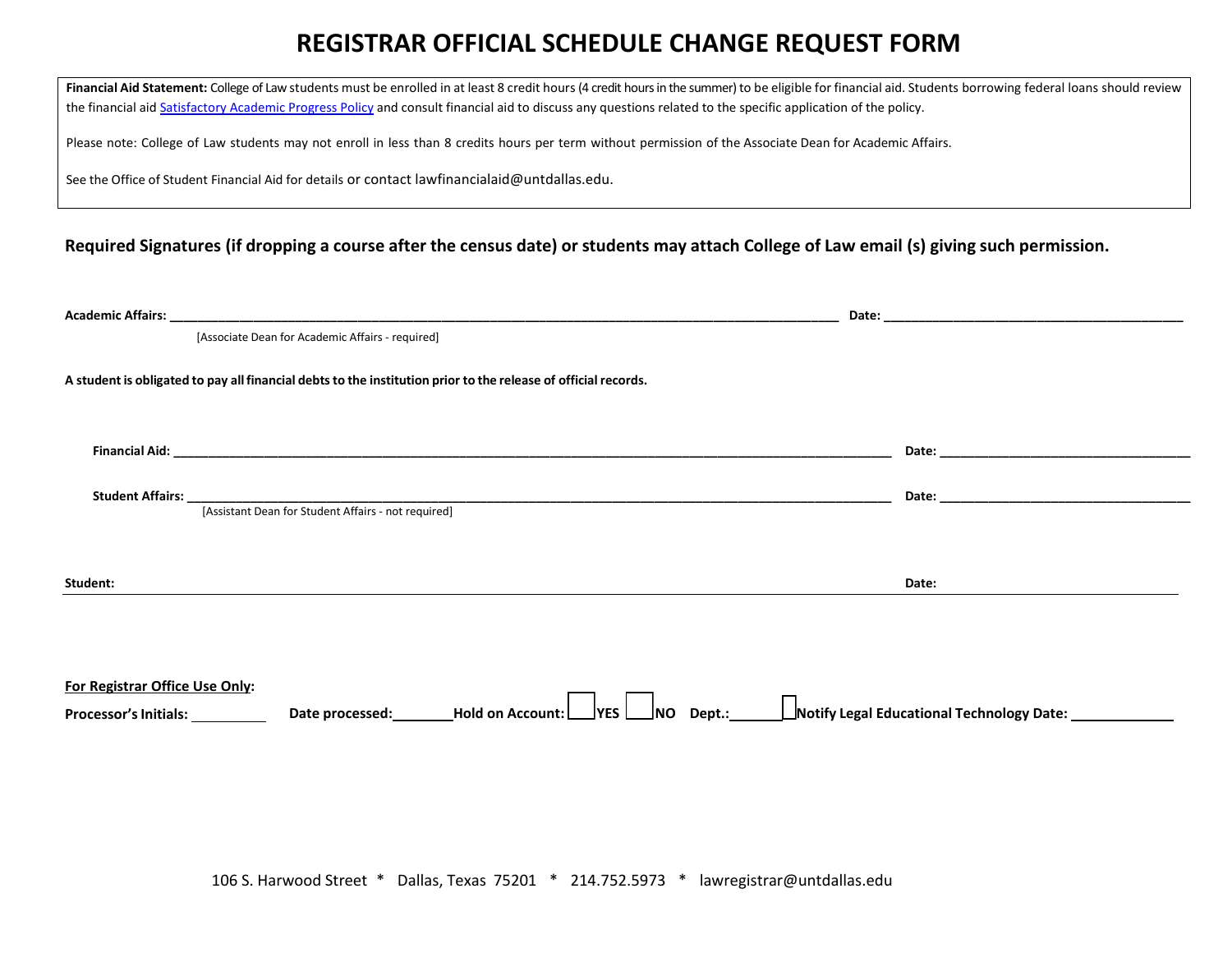# REGISTRAR OFFICIAL SCHEDULE CHANGE REQUEST FORM

**Financial Aid Statement:** College of Law students must be enrolled in at least 8 credit hours (4 credit hours in the summer) to be eligible for financial aid. Students borrowing federal loans should review the financial aid Satisfactory Academic Progress Policy and consult financial aid to discuss any questions related to the specific application of the policy.

Please note: College of Law students may not enroll in less than 8 credits hours per term without permission of the Associate Dean for Academic Affairs.

See the Office of Student Financial Aid for details or contact lawfinancialaid@untdallas.edu.

**Required Signatures (if dropping a course after the census date) or students may attach College of Law email (s) giving such permission.**

**Academic Affairs:** ______________________________ **Date:** ______________________
[Associate Dean for Academic Affairs - required]

**A student is obligated to pay all financial debts to the institution prior to the release of official records.**

**Financial Aid:** ______________________________ **Date:** ______________________

**Student Affairs:** ______________________________ **Date:** ______________________
[Assistant Dean for Student Affairs - not required]

**Student:** ______________________________ **Date:** ______________________

**For Registrar Office Use Only:**

**Processor's Initials:** ________ **Date processed:** ________ **Hold on Account:** ☐ **YES** ☐ **NO** **Dept.:** ________ ☐ **Notify Legal Educational Technology Date:** ________

106 S. Harwood Street * Dallas, Texas 75201 * 214.752.5973 * lawregistrar@untdallas.edu